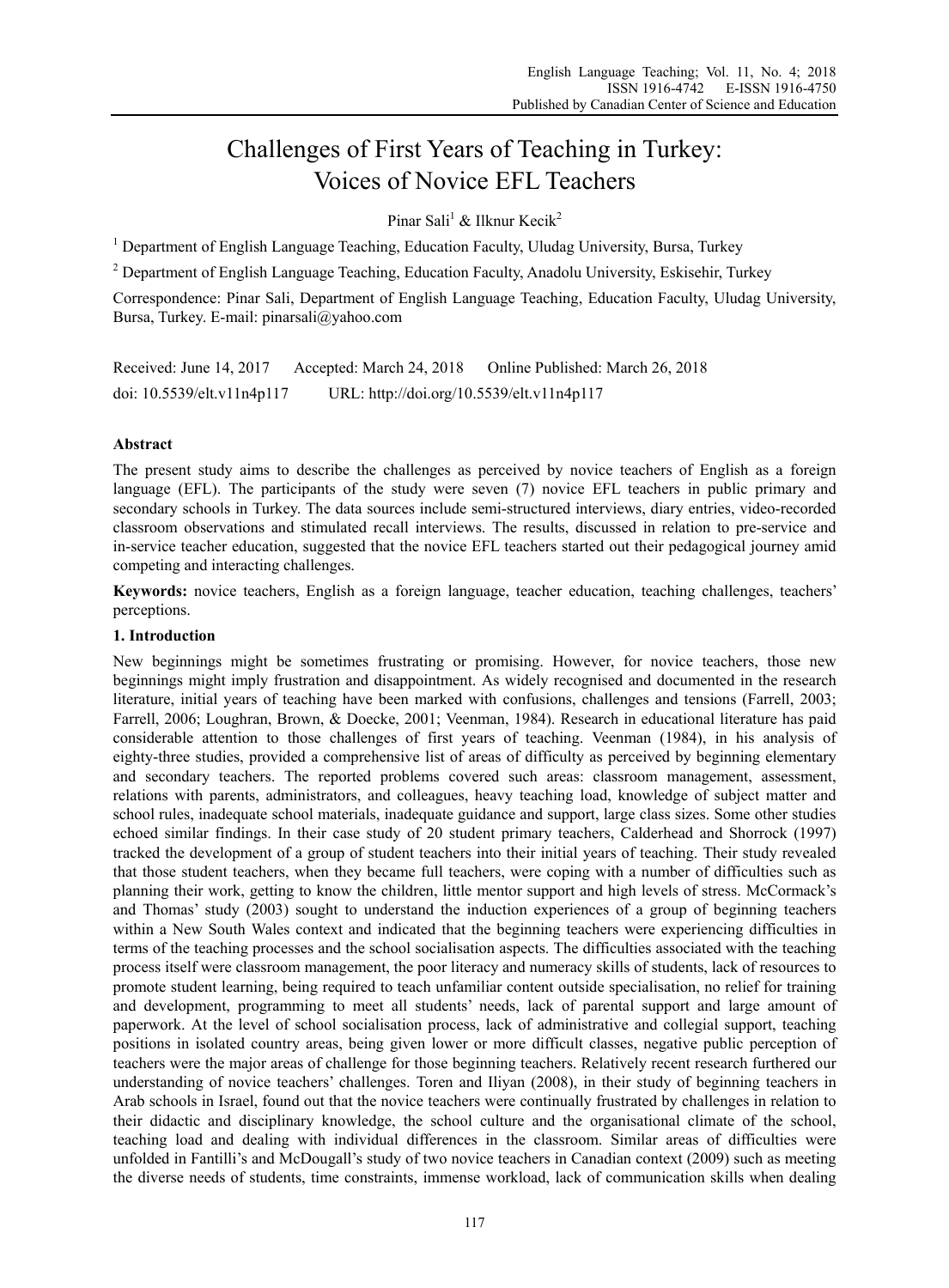# Challenges of First Years of Teaching in Turkey: Voices of Novice EFL Teachers

Pinar Sali[1] & Ilknur Kecik[2]

[1] Department of English Language Teaching, Education Faculty, Uludag University, Bursa, Turkey

[2] Department of English Language Teaching, Education Faculty, Anadolu University, Eskisehir, Turkey

Correspondence: Pinar Sali, Department of English Language Teaching, Education Faculty, Uludag University, Bursa, Turkey. E-mail: pinarsali@yahoo.com

Received: June 14, 2017 Accepted: March 24, 2018 Online Published: March 26, 2018

doi: 10.5539/elt.v11n4p117 URL: http://doi.org/10.5539/elt.v11n4p117

## Abstract

The present study aims to describe the challenges as perceived by novice teachers of English as a foreign language (EFL). The participants of the study were seven (7) novice EFL teachers in public primary and secondary schools in Turkey. The data sources include semi-structured interviews, diary entries, video-recorded classroom observations and stimulated recall interviews. The results, discussed in relation to pre-service and in-service teacher education, suggested that the novice EFL teachers started out their pedagogical journey amid competing and interacting challenges.

**Keywords:** novice teachers, English as a foreign language, teacher education, teaching challenges, teachers' perceptions.

## 1. Introduction

New beginnings might be sometimes frustrating or promising. However, for novice teachers, those new beginnings might imply frustration and disappointment. As widely recognised and documented in the research literature, initial years of teaching have been marked with confusions, challenges and tensions (Farrell, 2003; Farrell, 2006; Loughran, Brown, & Doecke, 2001; Veenman, 1984). Research in educational literature has paid considerable attention to those challenges of first years of teaching. Veenman (1984), in his analysis of eighty-three studies, provided a comprehensive list of areas of difficulty as perceived by beginning elementary and secondary teachers. The reported problems covered such areas: classroom management, assessment, relations with parents, administrators, and colleagues, heavy teaching load, knowledge of subject matter and school rules, inadequate school materials, inadequate guidance and support, large class sizes. Some other studies echoed similar findings. In their case study of 20 student primary teachers, Calderhead and Shorrock (1997) tracked the development of a group of student teachers into their initial years of teaching. Their study revealed that those student teachers, when they became full teachers, were coping with a number of difficulties such as planning their work, getting to know the children, little mentor support and high levels of stress. McCormack's and Thomas' study (2003) sought to understand the induction experiences of a group of beginning teachers within a New South Wales context and indicated that the beginning teachers were experiencing difficulties in terms of the teaching processes and the school socialisation aspects. The difficulties associated with the teaching process itself were classroom management, the poor literacy and numeracy skills of students, lack of resources to promote student learning, being required to teach unfamiliar content outside specialisation, no relief for training and development, programming to meet all students' needs, lack of parental support and large amount of paperwork. At the level of school socialisation process, lack of administrative and collegial support, teaching positions in isolated country areas, being given lower or more difficult classes, negative public perception of teachers were the major areas of challenge for those beginning teachers. Relatively recent research furthered our understanding of novice teachers' challenges. Toren and Iliyan (2008), in their study of beginning teachers in Arab schools in Israel, found out that the novice teachers were continually frustrated by challenges in relation to their didactic and disciplinary knowledge, the school culture and the organisational climate of the school, teaching load and dealing with individual differences in the classroom. Similar areas of difficulties were unfolded in Fantilli's and McDougall's study of two novice teachers in Canadian context (2009) such as meeting the diverse needs of students, time constraints, immense workload, lack of communication skills when dealing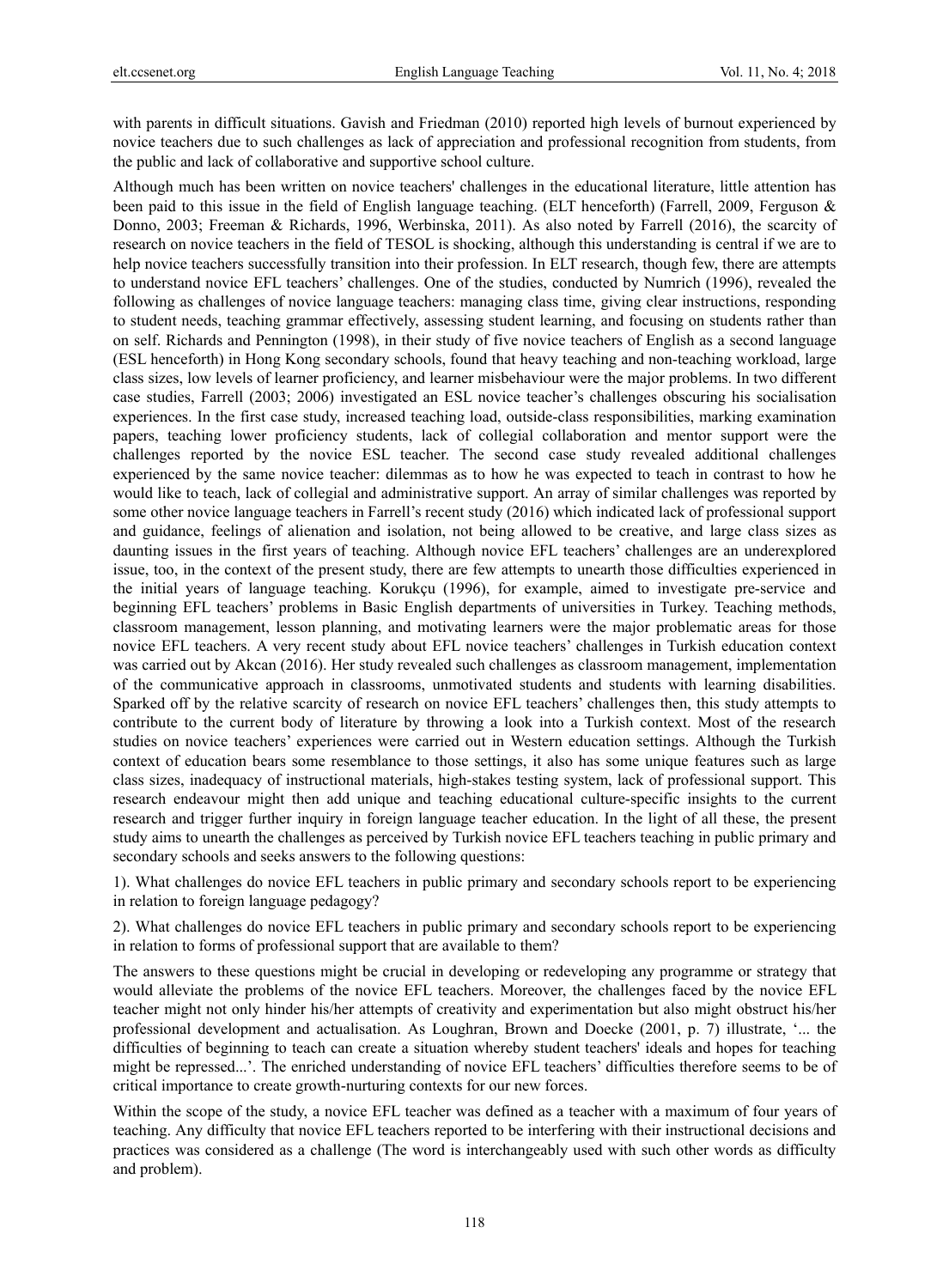with parents in difficult situations. Gavish and Friedman (2010) reported high levels of burnout experienced by novice teachers due to such challenges as lack of appreciation and professional recognition from students, from the public and lack of collaborative and supportive school culture.

Although much has been written on novice teachers' challenges in the educational literature, little attention has been paid to this issue in the field of English language teaching. (ELT henceforth) (Farrell, 2009, Ferguson & Donno, 2003; Freeman & Richards, 1996, Werbinska, 2011). As also noted by Farrell (2016), the scarcity of research on novice teachers in the field of TESOL is shocking, although this understanding is central if we are to help novice teachers successfully transition into their profession. In ELT research, though few, there are attempts to understand novice EFL teachers' challenges. One of the studies, conducted by Numrich (1996), revealed the following as challenges of novice language teachers: managing class time, giving clear instructions, responding to student needs, teaching grammar effectively, assessing student learning, and focusing on students rather than on self. Richards and Pennington (1998), in their study of five novice teachers of English as a second language (ESL henceforth) in Hong Kong secondary schools, found that heavy teaching and non-teaching workload, large class sizes, low levels of learner proficiency, and learner misbehaviour were the major problems. In two different case studies, Farrell (2003; 2006) investigated an ESL novice teacher's challenges obscuring his socialisation experiences. In the first case study, increased teaching load, outside-class responsibilities, marking examination papers, teaching lower proficiency students, lack of collegial collaboration and mentor support were the challenges reported by the novice ESL teacher. The second case study revealed additional challenges experienced by the same novice teacher: dilemmas as to how he was expected to teach in contrast to how he would like to teach, lack of collegial and administrative support. An array of similar challenges was reported by some other novice language teachers in Farrell's recent study (2016) which indicated lack of professional support and guidance, feelings of alienation and isolation, not being allowed to be creative, and large class sizes as daunting issues in the first years of teaching. Although novice EFL teachers' challenges are an underexplored issue, too, in the context of the present study, there are few attempts to unearth those difficulties experienced in the initial years of language teaching. Korukçu (1996), for example, aimed to investigate pre-service and beginning EFL teachers' problems in Basic English departments of universities in Turkey. Teaching methods, classroom management, lesson planning, and motivating learners were the major problematic areas for those novice EFL teachers. A very recent study about EFL novice teachers' challenges in Turkish education context was carried out by Akcan (2016). Her study revealed such challenges as classroom management, implementation of the communicative approach in classrooms, unmotivated students and students with learning disabilities. Sparked off by the relative scarcity of research on novice EFL teachers' challenges then, this study attempts to contribute to the current body of literature by throwing a look into a Turkish context. Most of the research studies on novice teachers' experiences were carried out in Western education settings. Although the Turkish context of education bears some resemblance to those settings, it also has some unique features such as large class sizes, inadequacy of instructional materials, high-stakes testing system, lack of professional support. This research endeavour might then add unique and teaching educational culture-specific insights to the current research and trigger further inquiry in foreign language teacher education. In the light of all these, the present study aims to unearth the challenges as perceived by Turkish novice EFL teachers teaching in public primary and secondary schools and seeks answers to the following questions:

1). What challenges do novice EFL teachers in public primary and secondary schools report to be experiencing in relation to foreign language pedagogy?

2). What challenges do novice EFL teachers in public primary and secondary schools report to be experiencing in relation to forms of professional support that are available to them?

The answers to these questions might be crucial in developing or redeveloping any programme or strategy that would alleviate the problems of the novice EFL teachers. Moreover, the challenges faced by the novice EFL teacher might not only hinder his/her attempts of creativity and experimentation but also might obstruct his/her professional development and actualisation. As Loughran, Brown and Doecke (2001, p. 7) illustrate, '... the difficulties of beginning to teach can create a situation whereby student teachers' ideals and hopes for teaching might be repressed...'. The enriched understanding of novice EFL teachers' difficulties therefore seems to be of critical importance to create growth-nurturing contexts for our new forces.

Within the scope of the study, a novice EFL teacher was defined as a teacher with a maximum of four years of teaching. Any difficulty that novice EFL teachers reported to be interfering with their instructional decisions and practices was considered as a challenge (The word is interchangeably used with such other words as difficulty and problem).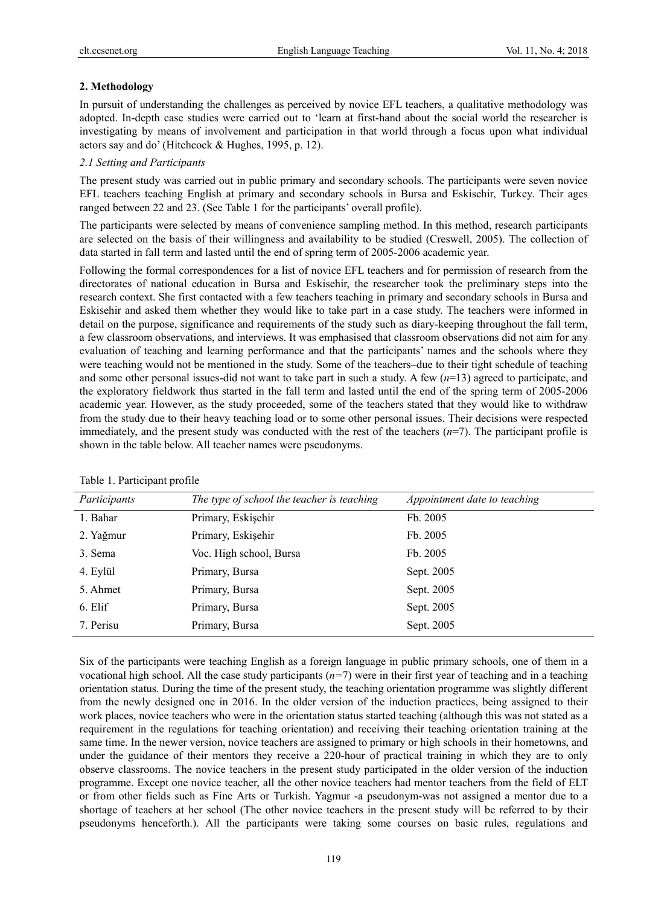## 2. Methodology

In pursuit of understanding the challenges as perceived by novice EFL teachers, a qualitative methodology was adopted. In-depth case studies were carried out to 'learn at first-hand about the social world the researcher is investigating by means of involvement and participation in that world through a focus upon what individual actors say and do' (Hitchcock & Hughes, 1995, p. 12).

### *2.1 Setting and Participants*

The present study was carried out in public primary and secondary schools. The participants were seven novice EFL teachers teaching English at primary and secondary schools in Bursa and Eskisehir, Turkey. Their ages ranged between 22 and 23. (See Table 1 for the participants' overall profile).

The participants were selected by means of convenience sampling method. In this method, research participants are selected on the basis of their willingness and availability to be studied (Creswell, 2005). The collection of data started in fall term and lasted until the end of spring term of 2005-2006 academic year.

Following the formal correspondences for a list of novice EFL teachers and for permission of research from the directorates of national education in Bursa and Eskisehir, the researcher took the preliminary steps into the research context. She first contacted with a few teachers teaching in primary and secondary schools in Bursa and Eskisehir and asked them whether they would like to take part in a case study. The teachers were informed in detail on the purpose, significance and requirements of the study such as diary-keeping throughout the fall term, a few classroom observations, and interviews. It was emphasised that classroom observations did not aim for any evaluation of teaching and learning performance and that the participants' names and the schools where they were teaching would not be mentioned in the study. Some of the teachers–due to their tight schedule of teaching and some other personal issues-did not want to take part in such a study. A few (*n*=13) agreed to participate, and the exploratory fieldwork thus started in the fall term and lasted until the end of the spring term of 2005-2006 academic year. However, as the study proceeded, some of the teachers stated that they would like to withdraw from the study due to their heavy teaching load or to some other personal issues. Their decisions were respected immediately, and the present study was conducted with the rest of the teachers (*n*=7). The participant profile is shown in the table below. All teacher names were pseudonyms.

Table 1. Participant profile

| *Participants* | *The type of school the teacher is teaching* | *Appointment date to teaching* |
|---|---|---|
| 1. Bahar | Primary, Eskişehir | Fb. 2005 |
| 2. Yağmur | Primary, Eskişehir | Fb. 2005 |
| 3. Sema | Voc. High school, Bursa | Fb. 2005 |
| 4. Eylül | Primary, Bursa | Sept. 2005 |
| 5. Ahmet | Primary, Bursa | Sept. 2005 |
| 6. Elif | Primary, Bursa | Sept. 2005 |
| 7. Perisu | Primary, Bursa | Sept. 2005 |

Six of the participants were teaching English as a foreign language in public primary schools, one of them in a vocational high school. All the case study participants (*n=*7) were in their first year of teaching and in a teaching orientation status. During the time of the present study, the teaching orientation programme was slightly different from the newly designed one in 2016. In the older version of the induction practices, being assigned to their work places, novice teachers who were in the orientation status started teaching (although this was not stated as a requirement in the regulations for teaching orientation) and receiving their teaching orientation training at the same time. In the newer version, novice teachers are assigned to primary or high schools in their hometowns, and under the guidance of their mentors they receive a 220-hour of practical training in which they are to only observe classrooms. The novice teachers in the present study participated in the older version of the induction programme. Except one novice teacher, all the other novice teachers had mentor teachers from the field of ELT or from other fields such as Fine Arts or Turkish. Yagmur -a pseudonym-was not assigned a mentor due to a shortage of teachers at her school (The other novice teachers in the present study will be referred to by their pseudonyms henceforth.). All the participants were taking some courses on basic rules, regulations and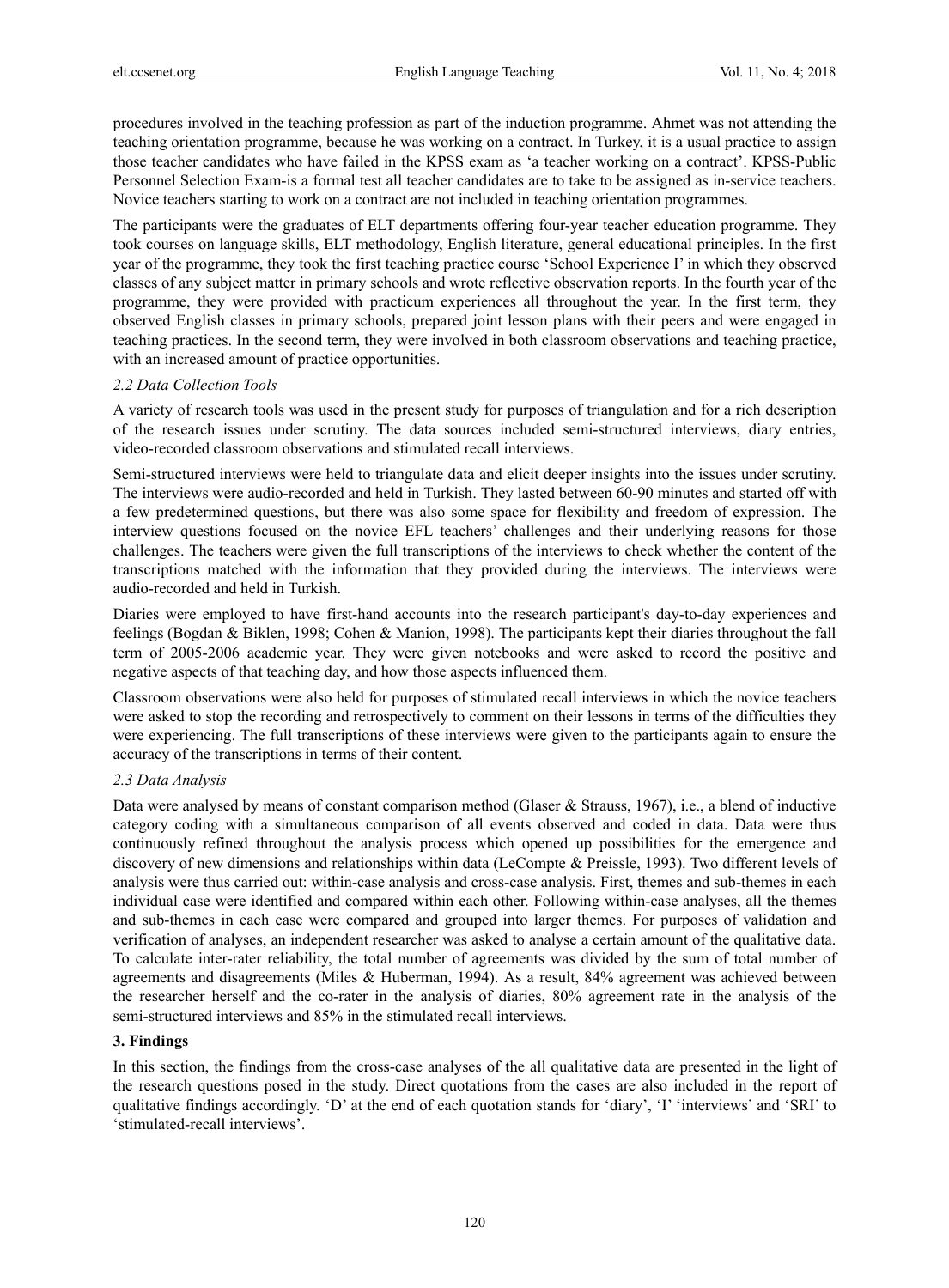procedures involved in the teaching profession as part of the induction programme. Ahmet was not attending the teaching orientation programme, because he was working on a contract. In Turkey, it is a usual practice to assign those teacher candidates who have failed in the KPSS exam as 'a teacher working on a contract'. KPSS-Public Personnel Selection Exam-is a formal test all teacher candidates are to take to be assigned as in-service teachers. Novice teachers starting to work on a contract are not included in teaching orientation programmes.

The participants were the graduates of ELT departments offering four-year teacher education programme. They took courses on language skills, ELT methodology, English literature, general educational principles. In the first year of the programme, they took the first teaching practice course 'School Experience I' in which they observed classes of any subject matter in primary schools and wrote reflective observation reports. In the fourth year of the programme, they were provided with practicum experiences all throughout the year. In the first term, they observed English classes in primary schools, prepared joint lesson plans with their peers and were engaged in teaching practices. In the second term, they were involved in both classroom observations and teaching practice, with an increased amount of practice opportunities.

### *2.2 Data Collection Tools*

A variety of research tools was used in the present study for purposes of triangulation and for a rich description of the research issues under scrutiny. The data sources included semi-structured interviews, diary entries, video-recorded classroom observations and stimulated recall interviews.

Semi-structured interviews were held to triangulate data and elicit deeper insights into the issues under scrutiny. The interviews were audio-recorded and held in Turkish. They lasted between 60-90 minutes and started off with a few predetermined questions, but there was also some space for flexibility and freedom of expression. The interview questions focused on the novice EFL teachers' challenges and their underlying reasons for those challenges. The teachers were given the full transcriptions of the interviews to check whether the content of the transcriptions matched with the information that they provided during the interviews. The interviews were audio-recorded and held in Turkish.

Diaries were employed to have first-hand accounts into the research participant's day-to-day experiences and feelings (Bogdan & Biklen, 1998; Cohen & Manion, 1998). The participants kept their diaries throughout the fall term of 2005-2006 academic year. They were given notebooks and were asked to record the positive and negative aspects of that teaching day, and how those aspects influenced them.

Classroom observations were also held for purposes of stimulated recall interviews in which the novice teachers were asked to stop the recording and retrospectively to comment on their lessons in terms of the difficulties they were experiencing. The full transcriptions of these interviews were given to the participants again to ensure the accuracy of the transcriptions in terms of their content.

### *2.3 Data Analysis*

Data were analysed by means of constant comparison method (Glaser & Strauss, 1967), i.e., a blend of inductive category coding with a simultaneous comparison of all events observed and coded in data. Data were thus continuously refined throughout the analysis process which opened up possibilities for the emergence and discovery of new dimensions and relationships within data (LeCompte & Preissle, 1993). Two different levels of analysis were thus carried out: within-case analysis and cross-case analysis. First, themes and sub-themes in each individual case were identified and compared within each other. Following within-case analyses, all the themes and sub-themes in each case were compared and grouped into larger themes. For purposes of validation and verification of analyses, an independent researcher was asked to analyse a certain amount of the qualitative data. To calculate inter-rater reliability, the total number of agreements was divided by the sum of total number of agreements and disagreements (Miles & Huberman, 1994). As a result, 84% agreement was achieved between the researcher herself and the co-rater in the analysis of diaries, 80% agreement rate in the analysis of the semi-structured interviews and 85% in the stimulated recall interviews.

## **3. Findings**

In this section, the findings from the cross-case analyses of the all qualitative data are presented in the light of the research questions posed in the study. Direct quotations from the cases are also included in the report of qualitative findings accordingly. 'D' at the end of each quotation stands for 'diary', 'I' 'interviews' and 'SRI' to 'stimulated-recall interviews'.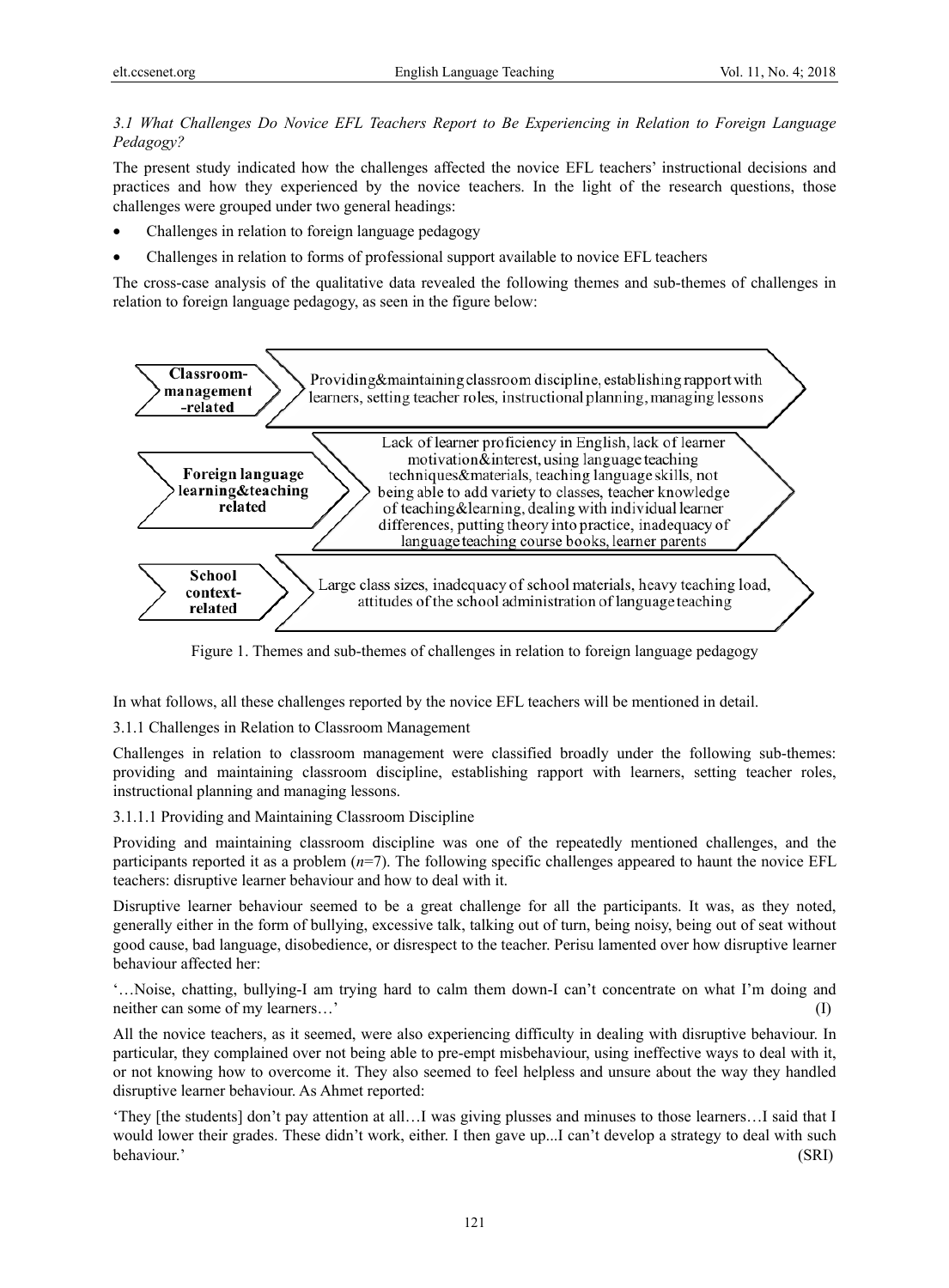### *3.1 What Challenges Do Novice EFL Teachers Report to Be Experiencing in Relation to Foreign Language Pedagogy?*

The present study indicated how the challenges affected the novice EFL teachers' instructional decisions and practices and how they experienced by the novice teachers. In the light of the research questions, those challenges were grouped under two general headings:

- Challenges in relation to foreign language pedagogy
- Challenges in relation to forms of professional support available to novice EFL teachers

The cross-case analysis of the qualitative data revealed the following themes and sub-themes of challenges in relation to foreign language pedagogy, as seen in the figure below:

| Theme | Sub-themes |
|---|---|
| **Classroom-management-related** | Providing&maintaining classroom discipline, establishing rapport with learners, setting teacher roles, instructional planning, managing lessons |
| **Foreign language learning&teaching related** | Lack of learner proficiency in English, lack of learner motivation&interest, using language teaching techniques&materials, teaching language skills, not being able to add variety to classes, teacher knowledge of teaching&learning, dealing with individual learner differences, putting theory into practice, inadequacy of language teaching course books, learner parents |
| **School context-related** | Large class sizes, inadequacy of school materials, heavy teaching load, attitudes of the school administration of language teaching |

Figure 1. Themes and sub-themes of challenges in relation to foreign language pedagogy

In what follows, all these challenges reported by the novice EFL teachers will be mentioned in detail.

#### 3.1.1 Challenges in Relation to Classroom Management

Challenges in relation to classroom management were classified broadly under the following sub-themes: providing and maintaining classroom discipline, establishing rapport with learners, setting teacher roles, instructional planning and managing lessons.

##### 3.1.1.1 Providing and Maintaining Classroom Discipline

Providing and maintaining classroom discipline was one of the repeatedly mentioned challenges, and the participants reported it as a problem (*n*=7). The following specific challenges appeared to haunt the novice EFL teachers: disruptive learner behaviour and how to deal with it.

Disruptive learner behaviour seemed to be a great challenge for all the participants. It was, as they noted, generally either in the form of bullying, excessive talk, talking out of turn, being noisy, being out of seat without good cause, bad language, disobedience, or disrespect to the teacher. Perisu lamented over how disruptive learner behaviour affected her:

'…Noise, chatting, bullying-I am trying hard to calm them down-I can't concentrate on what I'm doing and neither can some of my learners…' (I)

All the novice teachers, as it seemed, were also experiencing difficulty in dealing with disruptive behaviour. In particular, they complained over not being able to pre-empt misbehaviour, using ineffective ways to deal with it, or not knowing how to overcome it. They also seemed to feel helpless and unsure about the way they handled disruptive learner behaviour. As Ahmet reported:

'They [the students] don't pay attention at all…I was giving plusses and minuses to those learners…I said that I would lower their grades. These didn't work, either. I then gave up...I can't develop a strategy to deal with such behaviour.' (SRI)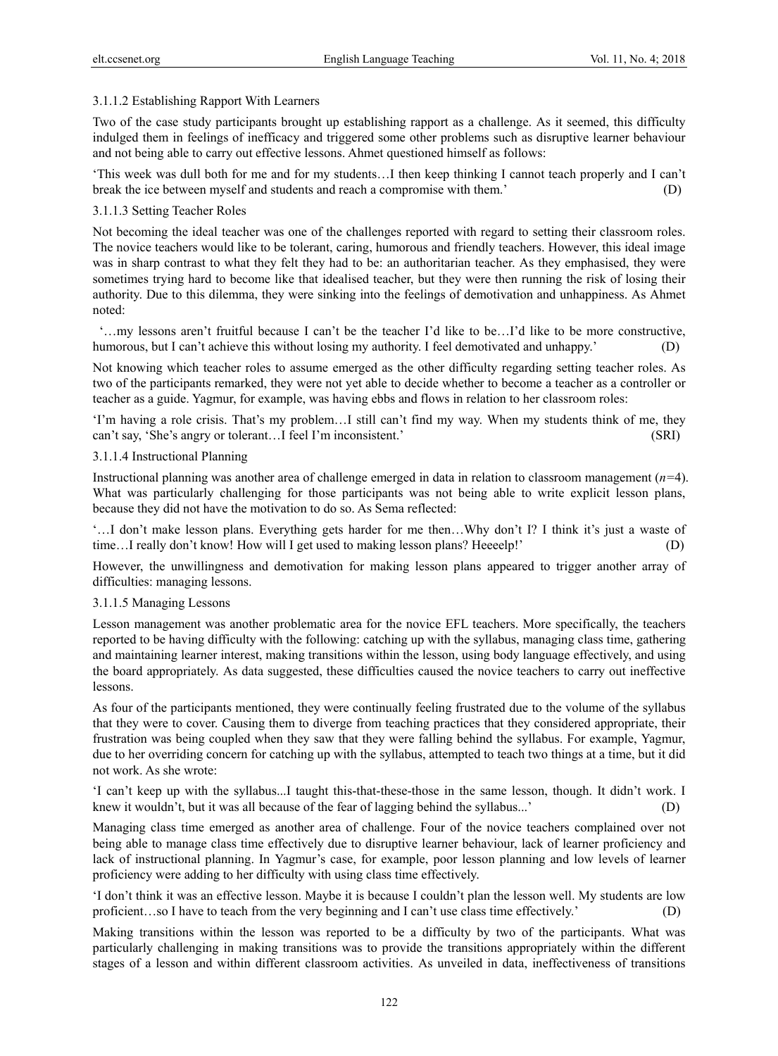#### 3.1.1.2 Establishing Rapport With Learners

Two of the case study participants brought up establishing rapport as a challenge. As it seemed, this difficulty indulged them in feelings of inefficacy and triggered some other problems such as disruptive learner behaviour and not being able to carry out effective lessons. Ahmet questioned himself as follows:

'This week was dull both for me and for my students…I then keep thinking I cannot teach properly and I can't break the ice between myself and students and reach a compromise with them.' (D)

#### 3.1.1.3 Setting Teacher Roles

Not becoming the ideal teacher was one of the challenges reported with regard to setting their classroom roles. The novice teachers would like to be tolerant, caring, humorous and friendly teachers. However, this ideal image was in sharp contrast to what they felt they had to be: an authoritarian teacher. As they emphasised, they were sometimes trying hard to become like that idealised teacher, but they were then running the risk of losing their authority. Due to this dilemma, they were sinking into the feelings of demotivation and unhappiness. As Ahmet noted:

'…my lessons aren't fruitful because I can't be the teacher I'd like to be…I'd like to be more constructive, humorous, but I can't achieve this without losing my authority. I feel demotivated and unhappy.' (D)

Not knowing which teacher roles to assume emerged as the other difficulty regarding setting teacher roles. As two of the participants remarked, they were not yet able to decide whether to become a teacher as a controller or teacher as a guide. Yagmur, for example, was having ebbs and flows in relation to her classroom roles:

'I'm having a role crisis. That's my problem…I still can't find my way. When my students think of me, they can't say, 'She's angry or tolerant…I feel I'm inconsistent.' (SRI)

#### 3.1.1.4 Instructional Planning

Instructional planning was another area of challenge emerged in data in relation to classroom management (*n*=4). What was particularly challenging for those participants was not being able to write explicit lesson plans, because they did not have the motivation to do so. As Sema reflected:

'…I don't make lesson plans. Everything gets harder for me then…Why don't I? I think it's just a waste of time…I really don't know! How will I get used to making lesson plans? Heeeelp!' (D)

However, the unwillingness and demotivation for making lesson plans appeared to trigger another array of difficulties: managing lessons.

#### 3.1.1.5 Managing Lessons

Lesson management was another problematic area for the novice EFL teachers. More specifically, the teachers reported to be having difficulty with the following: catching up with the syllabus, managing class time, gathering and maintaining learner interest, making transitions within the lesson, using body language effectively, and using the board appropriately. As data suggested, these difficulties caused the novice teachers to carry out ineffective lessons.

As four of the participants mentioned, they were continually feeling frustrated due to the volume of the syllabus that they were to cover. Causing them to diverge from teaching practices that they considered appropriate, their frustration was being coupled when they saw that they were falling behind the syllabus. For example, Yagmur, due to her overriding concern for catching up with the syllabus, attempted to teach two things at a time, but it did not work. As she wrote:

'I can't keep up with the syllabus...I taught this-that-these-those in the same lesson, though. It didn't work. I knew it wouldn't, but it was all because of the fear of lagging behind the syllabus...' (D)

Managing class time emerged as another area of challenge. Four of the novice teachers complained over not being able to manage class time effectively due to disruptive learner behaviour, lack of learner proficiency and lack of instructional planning. In Yagmur's case, for example, poor lesson planning and low levels of learner proficiency were adding to her difficulty with using class time effectively.

'I don't think it was an effective lesson. Maybe it is because I couldn't plan the lesson well. My students are low proficient…so I have to teach from the very beginning and I can't use class time effectively.' (D)

Making transitions within the lesson was reported to be a difficulty by two of the participants. What was particularly challenging in making transitions was to provide the transitions appropriately within the different stages of a lesson and within different classroom activities. As unveiled in data, ineffectiveness of transitions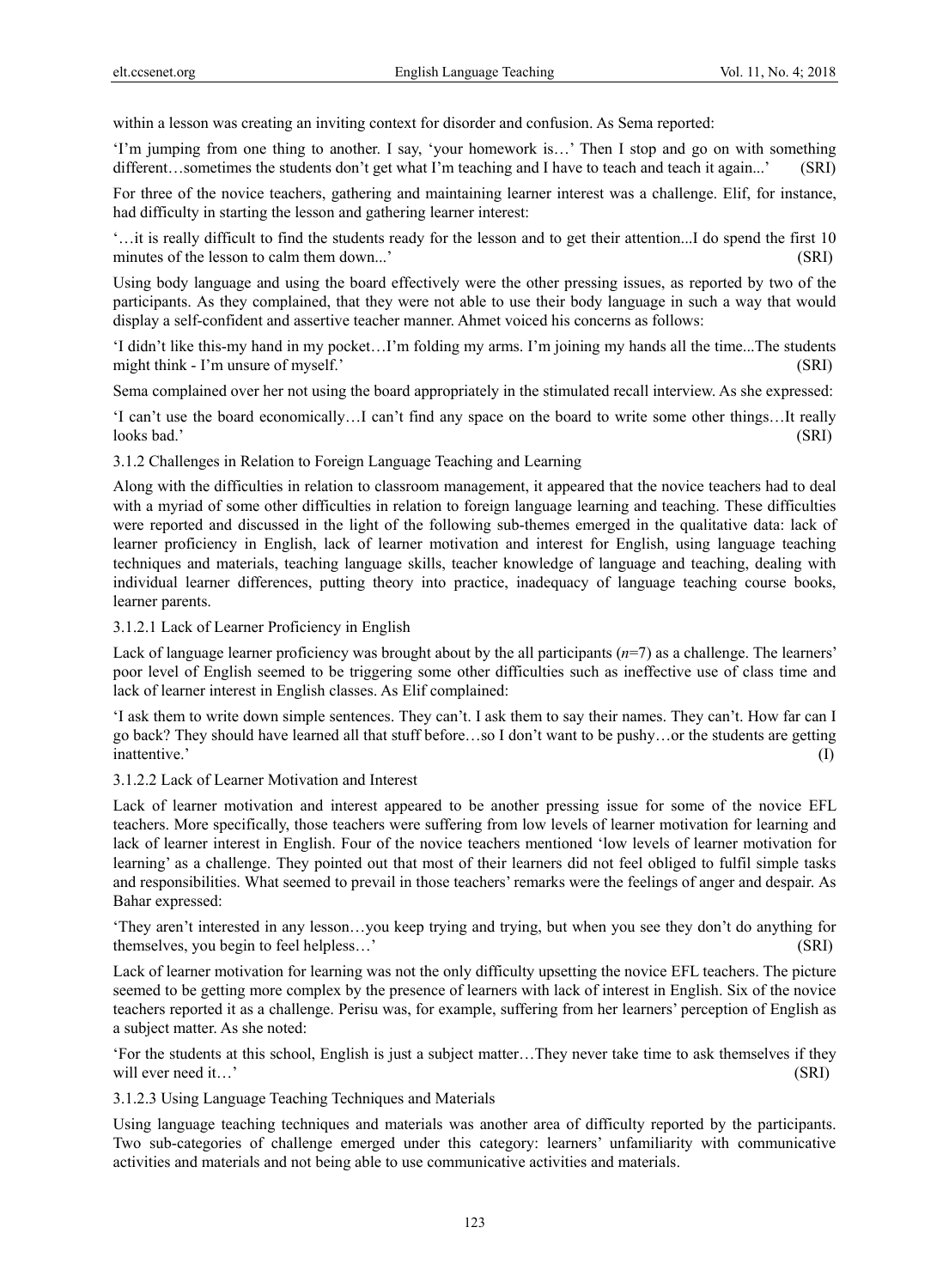within a lesson was creating an inviting context for disorder and confusion. As Sema reported:

'I'm jumping from one thing to another. I say, 'your homework is…' Then I stop and go on with something different…sometimes the students don't get what I'm teaching and I have to teach and teach it again...' (SRI)

For three of the novice teachers, gathering and maintaining learner interest was a challenge. Elif, for instance, had difficulty in starting the lesson and gathering learner interest:

'…it is really difficult to find the students ready for the lesson and to get their attention...I do spend the first 10 minutes of the lesson to calm them down...' (SRI)

Using body language and using the board effectively were the other pressing issues, as reported by two of the participants. As they complained, that they were not able to use their body language in such a way that would display a self-confident and assertive teacher manner. Ahmet voiced his concerns as follows:

'I didn't like this-my hand in my pocket…I'm folding my arms. I'm joining my hands all the time...The students might think - I'm unsure of myself.' (SRI)

Sema complained over her not using the board appropriately in the stimulated recall interview. As she expressed:

'I can't use the board economically…I can't find any space on the board to write some other things…It really looks bad.' (SRI)

#### 3.1.2 Challenges in Relation to Foreign Language Teaching and Learning

Along with the difficulties in relation to classroom management, it appeared that the novice teachers had to deal with a myriad of some other difficulties in relation to foreign language learning and teaching. These difficulties were reported and discussed in the light of the following sub-themes emerged in the qualitative data: lack of learner proficiency in English, lack of learner motivation and interest for English, using language teaching techniques and materials, teaching language skills, teacher knowledge of language and teaching, dealing with individual learner differences, putting theory into practice, inadequacy of language teaching course books, learner parents.

##### 3.1.2.1 Lack of Learner Proficiency in English

Lack of language learner proficiency was brought about by the all participants ($n$=7) as a challenge. The learners' poor level of English seemed to be triggering some other difficulties such as ineffective use of class time and lack of learner interest in English classes. As Elif complained:

'I ask them to write down simple sentences. They can't. I ask them to say their names. They can't. How far can I go back? They should have learned all that stuff before…so I don't want to be pushy…or the students are getting inattentive.' (I)

##### 3.1.2.2 Lack of Learner Motivation and Interest

Lack of learner motivation and interest appeared to be another pressing issue for some of the novice EFL teachers. More specifically, those teachers were suffering from low levels of learner motivation for learning and lack of learner interest in English. Four of the novice teachers mentioned 'low levels of learner motivation for learning' as a challenge. They pointed out that most of their learners did not feel obliged to fulfil simple tasks and responsibilities. What seemed to prevail in those teachers' remarks were the feelings of anger and despair. As Bahar expressed:

'They aren't interested in any lesson…you keep trying and trying, but when you see they don't do anything for themselves, you begin to feel helpless…' (SRI)

Lack of learner motivation for learning was not the only difficulty upsetting the novice EFL teachers. The picture seemed to be getting more complex by the presence of learners with lack of interest in English. Six of the novice teachers reported it as a challenge. Perisu was, for example, suffering from her learners' perception of English as a subject matter. As she noted:

'For the students at this school, English is just a subject matter…They never take time to ask themselves if they will ever need it…' (SRI)

##### 3.1.2.3 Using Language Teaching Techniques and Materials

Using language teaching techniques and materials was another area of difficulty reported by the participants. Two sub-categories of challenge emerged under this category: learners' unfamiliarity with communicative activities and materials and not being able to use communicative activities and materials.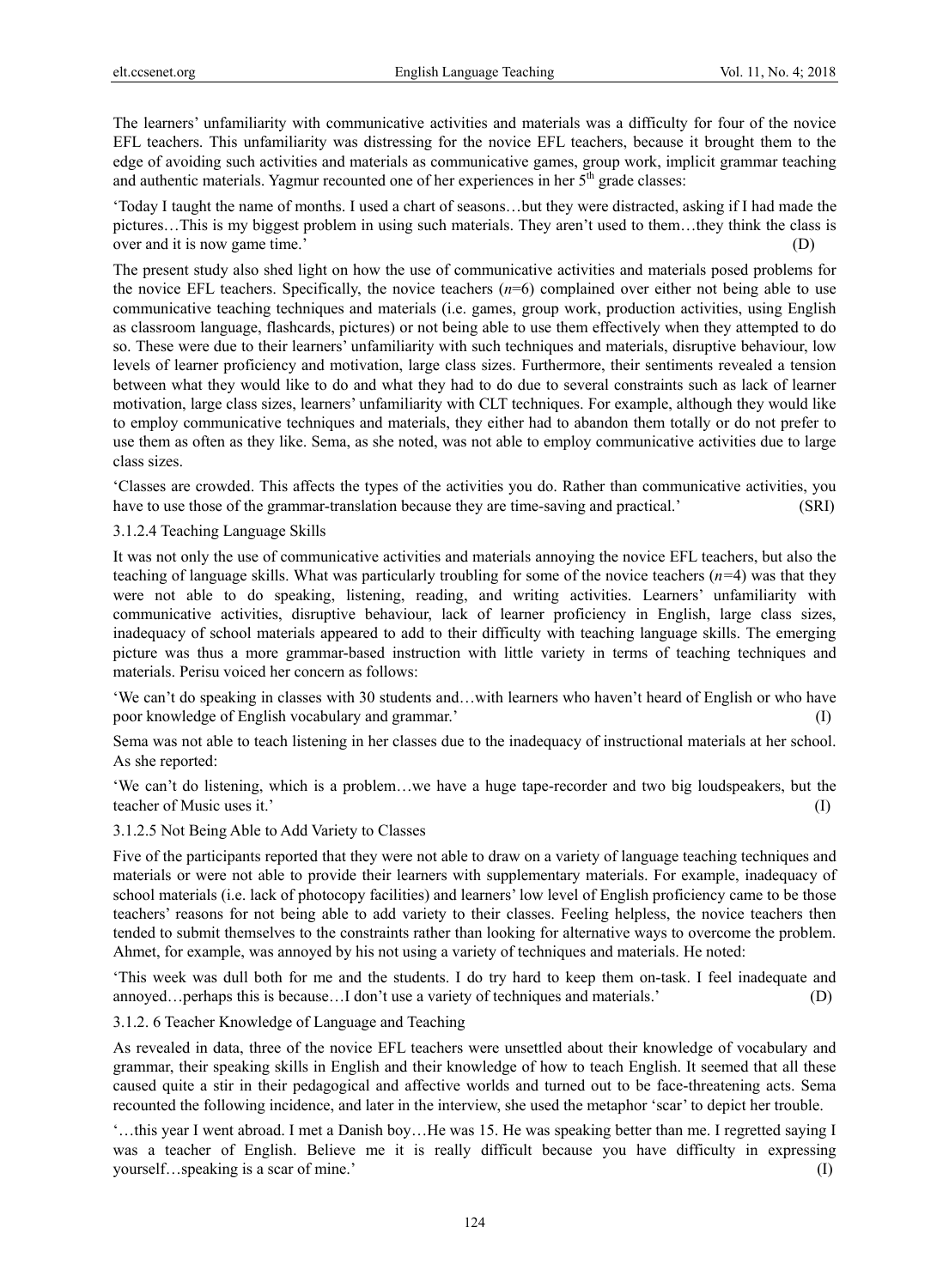The learners' unfamiliarity with communicative activities and materials was a difficulty for four of the novice EFL teachers. This unfamiliarity was distressing for the novice EFL teachers, because it brought them to the edge of avoiding such activities and materials as communicative games, group work, implicit grammar teaching and authentic materials. Yagmur recounted one of her experiences in her 5th grade classes:

'Today I taught the name of months. I used a chart of seasons…but they were distracted, asking if I had made the pictures…This is my biggest problem in using such materials. They aren't used to them…they think the class is over and it is now game time.' (D)

The present study also shed light on how the use of communicative activities and materials posed problems for the novice EFL teachers. Specifically, the novice teachers (*n*=6) complained over either not being able to use communicative teaching techniques and materials (i.e. games, group work, production activities, using English as classroom language, flashcards, pictures) or not being able to use them effectively when they attempted to do so. These were due to their learners' unfamiliarity with such techniques and materials, disruptive behaviour, low levels of learner proficiency and motivation, large class sizes. Furthermore, their sentiments revealed a tension between what they would like to do and what they had to do due to several constraints such as lack of learner motivation, large class sizes, learners' unfamiliarity with CLT techniques. For example, although they would like to employ communicative techniques and materials, they either had to abandon them totally or do not prefer to use them as often as they like. Sema, as she noted, was not able to employ communicative activities due to large class sizes.

'Classes are crowded. This affects the types of the activities you do. Rather than communicative activities, you have to use those of the grammar-translation because they are time-saving and practical.' (SRI)

#### 3.1.2.4 Teaching Language Skills

It was not only the use of communicative activities and materials annoying the novice EFL teachers, but also the teaching of language skills. What was particularly troubling for some of the novice teachers (*n*=4) was that they were not able to do speaking, listening, reading, and writing activities. Learners' unfamiliarity with communicative activities, disruptive behaviour, lack of learner proficiency in English, large class sizes, inadequacy of school materials appeared to add to their difficulty with teaching language skills. The emerging picture was thus a more grammar-based instruction with little variety in terms of teaching techniques and materials. Perisu voiced her concern as follows:

'We can't do speaking in classes with 30 students and…with learners who haven't heard of English or who have poor knowledge of English vocabulary and grammar.' (I)

Sema was not able to teach listening in her classes due to the inadequacy of instructional materials at her school. As she reported:

'We can't do listening, which is a problem…we have a huge tape-recorder and two big loudspeakers, but the teacher of Music uses it.' (I)

#### 3.1.2.5 Not Being Able to Add Variety to Classes

Five of the participants reported that they were not able to draw on a variety of language teaching techniques and materials or were not able to provide their learners with supplementary materials. For example, inadequacy of school materials (i.e. lack of photocopy facilities) and learners' low level of English proficiency came to be those teachers' reasons for not being able to add variety to their classes. Feeling helpless, the novice teachers then tended to submit themselves to the constraints rather than looking for alternative ways to overcome the problem. Ahmet, for example, was annoyed by his not using a variety of techniques and materials. He noted:

'This week was dull both for me and the students. I do try hard to keep them on-task. I feel inadequate and annoyed…perhaps this is because…I don't use a variety of techniques and materials.' (D)

#### 3.1.2. 6 Teacher Knowledge of Language and Teaching

As revealed in data, three of the novice EFL teachers were unsettled about their knowledge of vocabulary and grammar, their speaking skills in English and their knowledge of how to teach English. It seemed that all these caused quite a stir in their pedagogical and affective worlds and turned out to be face-threatening acts. Sema recounted the following incidence, and later in the interview, she used the metaphor 'scar' to depict her trouble.

'…this year I went abroad. I met a Danish boy…He was 15. He was speaking better than me. I regretted saying I was a teacher of English. Believe me it is really difficult because you have difficulty in expressing yourself…speaking is a scar of mine.' (I)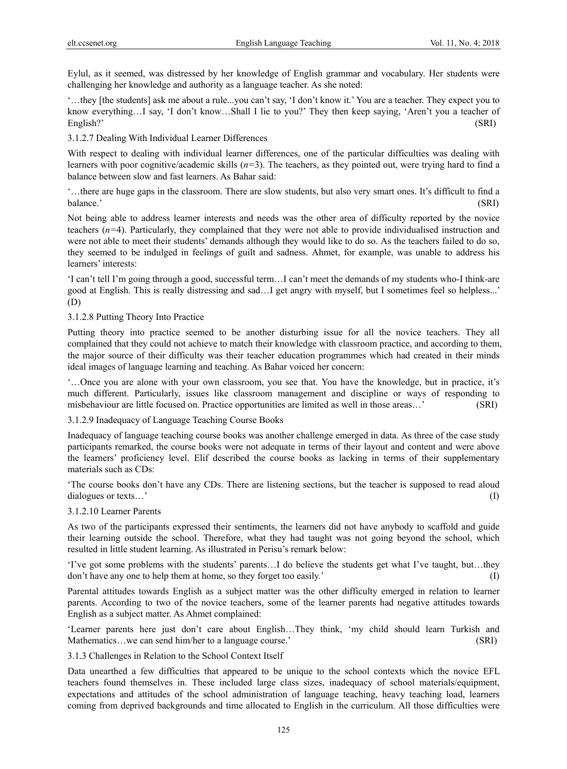Eylul, as it seemed, was distressed by her knowledge of English grammar and vocabulary. Her students were challenging her knowledge and authority as a language teacher. As she noted:

'…they [the students] ask me about a rule...you can't say, 'I don't know it.' You are a teacher. They expect you to know everything…I say, 'I don't know…Shall I lie to you?' They then keep saying, 'Aren't you a teacher of English?' (SRI)

#### 3.1.2.7 Dealing With Individual Learner Differences

With respect to dealing with individual learner differences, one of the particular difficulties was dealing with learners with poor cognitive/academic skills ($n$=3). The teachers, as they pointed out, were trying hard to find a balance between slow and fast learners. As Bahar said:

'…there are huge gaps in the classroom. There are slow students, but also very smart ones. It's difficult to find a balance.' (SRI)

Not being able to address learner interests and needs was the other area of difficulty reported by the novice teachers ($n$=4). Particularly, they complained that they were not able to provide individualised instruction and were not able to meet their students' demands although they would like to do so. As the teachers failed to do so, they seemed to be indulged in feelings of guilt and sadness. Ahmet, for example, was unable to address his learners' interests:

'I can't tell I'm going through a good, successful term…I can't meet the demands of my students who-I think-are good at English. This is really distressing and sad…I get angry with myself, but I sometimes feel so helpless...' (D)

#### 3.1.2.8 Putting Theory Into Practice

Putting theory into practice seemed to be another disturbing issue for all the novice teachers. They all complained that they could not achieve to match their knowledge with classroom practice, and according to them, the major source of their difficulty was their teacher education programmes which had created in their minds ideal images of language learning and teaching. As Bahar voiced her concern:

'…Once you are alone with your own classroom, you see that. You have the knowledge, but in practice, it's much different. Particularly, issues like classroom management and discipline or ways of responding to misbehaviour are little focused on. Practice opportunities are limited as well in those areas…' (SRI)

#### 3.1.2.9 Inadequacy of Language Teaching Course Books

Inadequacy of language teaching course books was another challenge emerged in data. As three of the case study participants remarked, the course books were not adequate in terms of their layout and content and were above the learners' proficiency level. Elif described the course books as lacking in terms of their supplementary materials such as CDs:

'The course books don't have any CDs. There are listening sections, but the teacher is supposed to read aloud dialogues or texts…' (I)

#### 3.1.2.10 Learner Parents

As two of the participants expressed their sentiments, the learners did not have anybody to scaffold and guide their learning outside the school. Therefore, what they had taught was not going beyond the school, which resulted in little student learning. As illustrated in Perisu's remark below:

'I've got some problems with the students' parents…I do believe the students get what I've taught, but…they don't have any one to help them at home, so they forget too easily.' (I)

Parental attitudes towards English as a subject matter was the other difficulty emerged in relation to learner parents. According to two of the novice teachers, some of the learner parents had negative attitudes towards English as a subject matter. As Ahmet complained:

'Learner parents here just don't care about English…They think, 'my child should learn Turkish and Mathematics…we can send him/her to a language course.' (SRI)

### 3.1.3 Challenges in Relation to the School Context Itself

Data unearthed a few difficulties that appeared to be unique to the school contexts which the novice EFL teachers found themselves in. These included large class sizes, inadequacy of school materials/equipment, expectations and attitudes of the school administration of language teaching, heavy teaching load, learners coming from deprived backgrounds and time allocated to English in the curriculum. All those difficulties were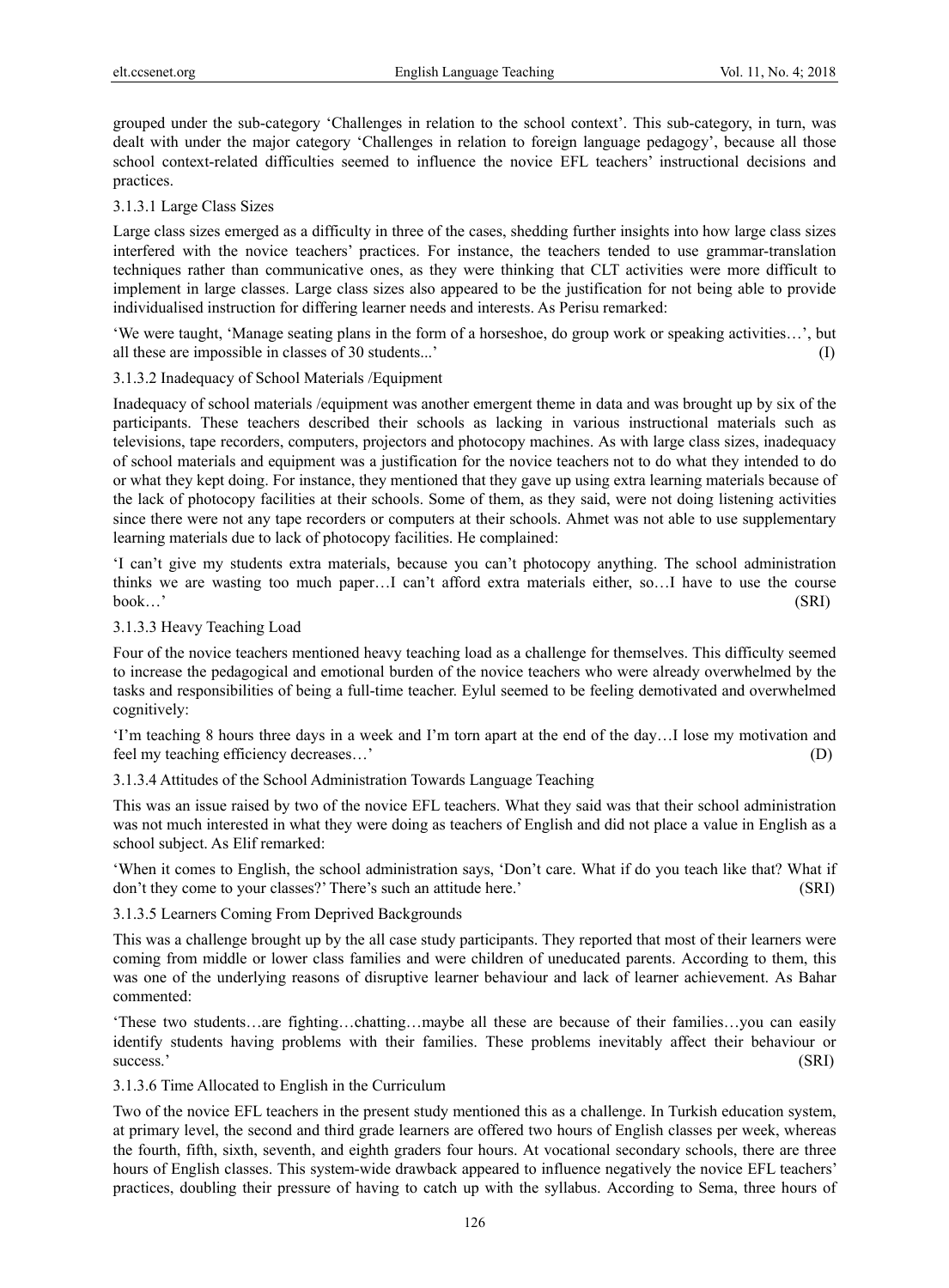grouped under the sub-category 'Challenges in relation to the school context'. This sub-category, in turn, was dealt with under the major category 'Challenges in relation to foreign language pedagogy', because all those school context-related difficulties seemed to influence the novice EFL teachers' instructional decisions and practices.

#### 3.1.3.1 Large Class Sizes

Large class sizes emerged as a difficulty in three of the cases, shedding further insights into how large class sizes interfered with the novice teachers' practices. For instance, the teachers tended to use grammar-translation techniques rather than communicative ones, as they were thinking that CLT activities were more difficult to implement in large classes. Large class sizes also appeared to be the justification for not being able to provide individualised instruction for differing learner needs and interests. As Perisu remarked:

'We were taught, 'Manage seating plans in the form of a horseshoe, do group work or speaking activities…', but all these are impossible in classes of 30 students...' (I)

#### 3.1.3.2 Inadequacy of School Materials /Equipment

Inadequacy of school materials /equipment was another emergent theme in data and was brought up by six of the participants. These teachers described their schools as lacking in various instructional materials such as televisions, tape recorders, computers, projectors and photocopy machines. As with large class sizes, inadequacy of school materials and equipment was a justification for the novice teachers not to do what they intended to do or what they kept doing. For instance, they mentioned that they gave up using extra learning materials because of the lack of photocopy facilities at their schools. Some of them, as they said, were not doing listening activities since there were not any tape recorders or computers at their schools. Ahmet was not able to use supplementary learning materials due to lack of photocopy facilities. He complained:

'I can't give my students extra materials, because you can't photocopy anything. The school administration thinks we are wasting too much paper…I can't afford extra materials either, so…I have to use the course book…' (SRI)

#### 3.1.3.3 Heavy Teaching Load

Four of the novice teachers mentioned heavy teaching load as a challenge for themselves. This difficulty seemed to increase the pedagogical and emotional burden of the novice teachers who were already overwhelmed by the tasks and responsibilities of being a full-time teacher. Eylul seemed to be feeling demotivated and overwhelmed cognitively:

'I'm teaching 8 hours three days in a week and I'm torn apart at the end of the day…I lose my motivation and feel my teaching efficiency decreases…' (D)

#### 3.1.3.4 Attitudes of the School Administration Towards Language Teaching

This was an issue raised by two of the novice EFL teachers. What they said was that their school administration was not much interested in what they were doing as teachers of English and did not place a value in English as a school subject. As Elif remarked:

'When it comes to English, the school administration says, 'Don't care. What if do you teach like that? What if don't they come to your classes?' There's such an attitude here.' (SRI)

#### 3.1.3.5 Learners Coming From Deprived Backgrounds

This was a challenge brought up by the all case study participants. They reported that most of their learners were coming from middle or lower class families and were children of uneducated parents. According to them, this was one of the underlying reasons of disruptive learner behaviour and lack of learner achievement. As Bahar commented:

'These two students…are fighting…chatting…maybe all these are because of their families…you can easily identify students having problems with their families. These problems inevitably affect their behaviour or success.' (SRI)

#### 3.1.3.6 Time Allocated to English in the Curriculum

Two of the novice EFL teachers in the present study mentioned this as a challenge. In Turkish education system, at primary level, the second and third grade learners are offered two hours of English classes per week, whereas the fourth, fifth, sixth, seventh, and eighth graders four hours. At vocational secondary schools, there are three hours of English classes. This system-wide drawback appeared to influence negatively the novice EFL teachers' practices, doubling their pressure of having to catch up with the syllabus. According to Sema, three hours of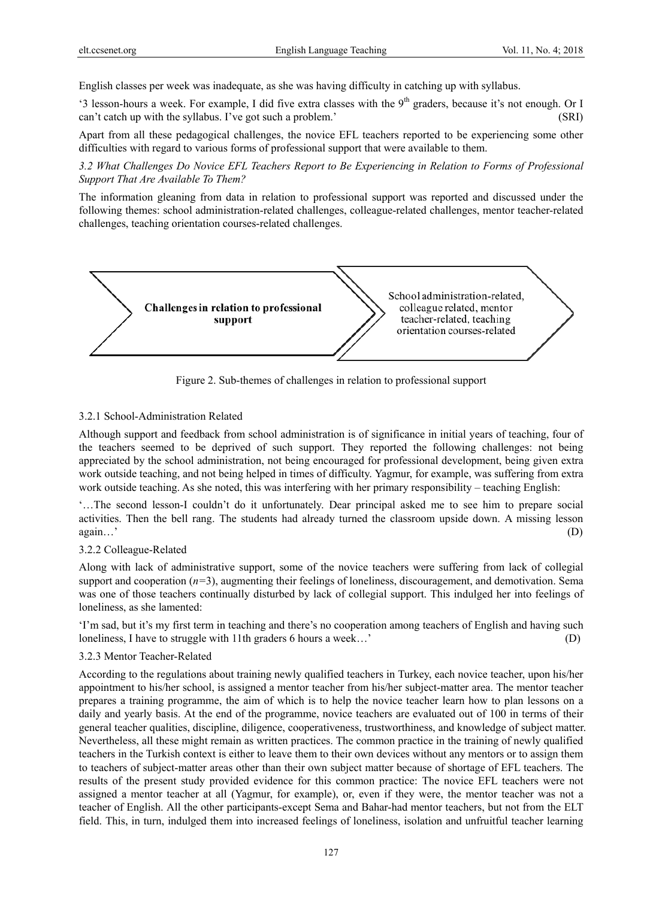English classes per week was inadequate, as she was having difficulty in catching up with syllabus.

'3 lesson-hours a week. For example, I did five extra classes with the 9th graders, because it's not enough. Or I can't catch up with the syllabus. I've got such a problem.' (SRI)

Apart from all these pedagogical challenges, the novice EFL teachers reported to be experiencing some other difficulties with regard to various forms of professional support that were available to them.

### *3.2 What Challenges Do Novice EFL Teachers Report to Be Experiencing in Relation to Forms of Professional Support That Are Available To Them?*

The information gleaning from data in relation to professional support was reported and discussed under the following themes: school administration-related challenges, colleague-related challenges, mentor teacher-related challenges, teaching orientation courses-related challenges.

**Challenges in relation to professional support** → School administration-related, colleague related, mentor teacher-related, teaching orientation courses-related

Figure 2. Sub-themes of challenges in relation to professional support

#### 3.2.1 School-Administration Related

Although support and feedback from school administration is of significance in initial years of teaching, four of the teachers seemed to be deprived of such support. They reported the following challenges: not being appreciated by the school administration, not being encouraged for professional development, being given extra work outside teaching, and not being helped in times of difficulty. Yagmur, for example, was suffering from extra work outside teaching. As she noted, this was interfering with her primary responsibility – teaching English:

'…The second lesson-I couldn't do it unfortunately. Dear principal asked me to see him to prepare social activities. Then the bell rang. The students had already turned the classroom upside down. A missing lesson again…' (D)

#### 3.2.2 Colleague-Related

Along with lack of administrative support, some of the novice teachers were suffering from lack of collegial support and cooperation (*n*=3), augmenting their feelings of loneliness, discouragement, and demotivation. Sema was one of those teachers continually disturbed by lack of collegial support. This indulged her into feelings of loneliness, as she lamented:

'I'm sad, but it's my first term in teaching and there's no cooperation among teachers of English and having such loneliness, I have to struggle with 11th graders 6 hours a week…' (D)

#### 3.2.3 Mentor Teacher-Related

According to the regulations about training newly qualified teachers in Turkey, each novice teacher, upon his/her appointment to his/her school, is assigned a mentor teacher from his/her subject-matter area. The mentor teacher prepares a training programme, the aim of which is to help the novice teacher learn how to plan lessons on a daily and yearly basis. At the end of the programme, novice teachers are evaluated out of 100 in terms of their general teacher qualities, discipline, diligence, cooperativeness, trustworthiness, and knowledge of subject matter. Nevertheless, all these might remain as written practices. The common practice in the training of newly qualified teachers in the Turkish context is either to leave them to their own devices without any mentors or to assign them to teachers of subject-matter areas other than their own subject matter because of shortage of EFL teachers. The results of the present study provided evidence for this common practice: The novice EFL teachers were not assigned a mentor teacher at all (Yagmur, for example), or, even if they were, the mentor teacher was not a teacher of English. All the other participants-except Sema and Bahar-had mentor teachers, but not from the ELT field. This, in turn, indulged them into increased feelings of loneliness, isolation and unfruitful teacher learning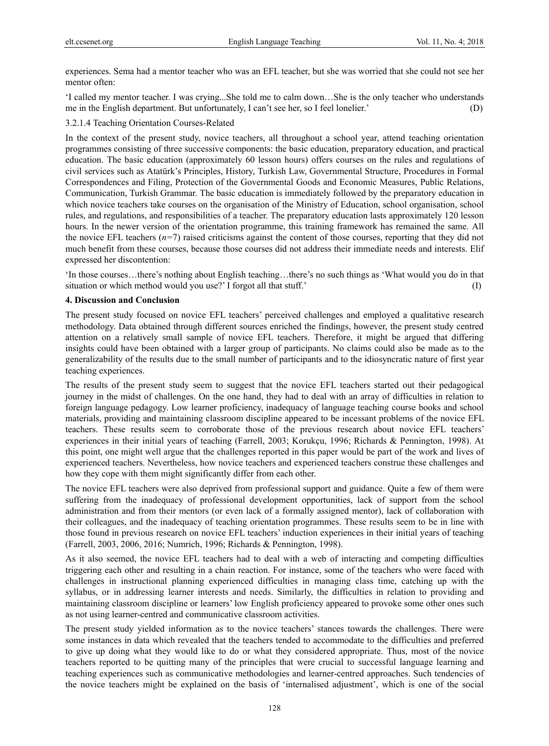experiences. Sema had a mentor teacher who was an EFL teacher, but she was worried that she could not see her mentor often:

'I called my mentor teacher. I was crying...She told me to calm down…She is the only teacher who understands me in the English department. But unfortunately, I can't see her, so I feel lonelier.' (D)

#### 3.2.1.4 Teaching Orientation Courses-Related

In the context of the present study, novice teachers, all throughout a school year, attend teaching orientation programmes consisting of three successive components: the basic education, preparatory education, and practical education. The basic education (approximately 60 lesson hours) offers courses on the rules and regulations of civil services such as Atatürk's Principles, History, Turkish Law, Governmental Structure, Procedures in Formal Correspondences and Filing, Protection of the Governmental Goods and Economic Measures, Public Relations, Communication, Turkish Grammar. The basic education is immediately followed by the preparatory education in which novice teachers take courses on the organisation of the Ministry of Education, school organisation, school rules, and regulations, and responsibilities of a teacher. The preparatory education lasts approximately 120 lesson hours. In the newer version of the orientation programme, this training framework has remained the same. All the novice EFL teachers (*n*=7) raised criticisms against the content of those courses, reporting that they did not much benefit from these courses, because those courses did not address their immediate needs and interests. Elif expressed her discontention:

'In those courses…there's nothing about English teaching…there's no such things as 'What would you do in that situation or which method would you use?' I forgot all that stuff.' (I)

## 4. Discussion and Conclusion

The present study focused on novice EFL teachers' perceived challenges and employed a qualitative research methodology. Data obtained through different sources enriched the findings, however, the present study centred attention on a relatively small sample of novice EFL teachers. Therefore, it might be argued that differing insights could have been obtained with a larger group of participants. No claims could also be made as to the generalizability of the results due to the small number of participants and to the idiosyncratic nature of first year teaching experiences.

The results of the present study seem to suggest that the novice EFL teachers started out their pedagogical journey in the midst of challenges. On the one hand, they had to deal with an array of difficulties in relation to foreign language pedagogy. Low learner proficiency, inadequacy of language teaching course books and school materials, providing and maintaining classroom discipline appeared to be incessant problems of the novice EFL teachers. These results seem to corroborate those of the previous research about novice EFL teachers' experiences in their initial years of teaching (Farrell, 2003; Korukçu, 1996; Richards & Pennington, 1998). At this point, one might well argue that the challenges reported in this paper would be part of the work and lives of experienced teachers. Nevertheless, how novice teachers and experienced teachers construe these challenges and how they cope with them might significantly differ from each other.

The novice EFL teachers were also deprived from professional support and guidance. Quite a few of them were suffering from the inadequacy of professional development opportunities, lack of support from the school administration and from their mentors (or even lack of a formally assigned mentor), lack of collaboration with their colleagues, and the inadequacy of teaching orientation programmes. These results seem to be in line with those found in previous research on novice EFL teachers' induction experiences in their initial years of teaching (Farrell, 2003, 2006, 2016; Numrich, 1996; Richards & Pennington, 1998).

As it also seemed, the novice EFL teachers had to deal with a web of interacting and competing difficulties triggering each other and resulting in a chain reaction. For instance, some of the teachers who were faced with challenges in instructional planning experienced difficulties in managing class time, catching up with the syllabus, or in addressing learner interests and needs. Similarly, the difficulties in relation to providing and maintaining classroom discipline or learners' low English proficiency appeared to provoke some other ones such as not using learner-centred and communicative classroom activities.

The present study yielded information as to the novice teachers' stances towards the challenges. There were some instances in data which revealed that the teachers tended to accommodate to the difficulties and preferred to give up doing what they would like to do or what they considered appropriate. Thus, most of the novice teachers reported to be quitting many of the principles that were crucial to successful language learning and teaching experiences such as communicative methodologies and learner-centred approaches. Such tendencies of the novice teachers might be explained on the basis of 'internalised adjustment', which is one of the social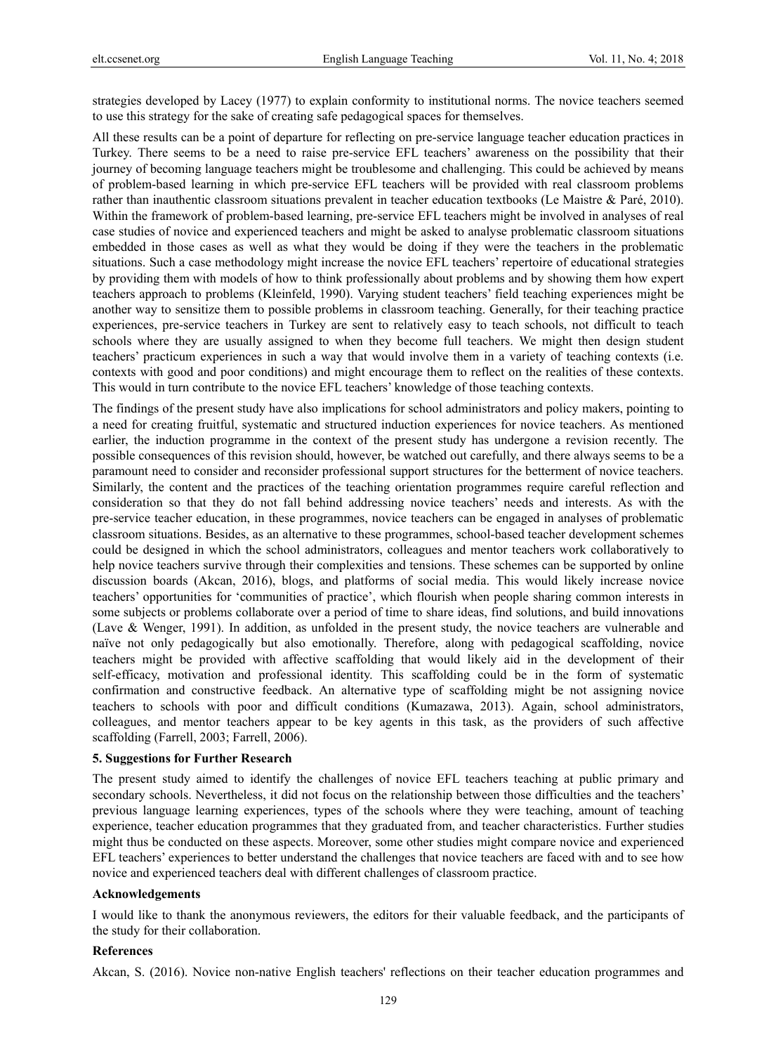strategies developed by Lacey (1977) to explain conformity to institutional norms. The novice teachers seemed to use this strategy for the sake of creating safe pedagogical spaces for themselves.

All these results can be a point of departure for reflecting on pre-service language teacher education practices in Turkey. There seems to be a need to raise pre-service EFL teachers' awareness on the possibility that their journey of becoming language teachers might be troublesome and challenging. This could be achieved by means of problem-based learning in which pre-service EFL teachers will be provided with real classroom problems rather than inauthentic classroom situations prevalent in teacher education textbooks (Le Maistre & Paré, 2010). Within the framework of problem-based learning, pre-service EFL teachers might be involved in analyses of real case studies of novice and experienced teachers and might be asked to analyse problematic classroom situations embedded in those cases as well as what they would be doing if they were the teachers in the problematic situations. Such a case methodology might increase the novice EFL teachers' repertoire of educational strategies by providing them with models of how to think professionally about problems and by showing them how expert teachers approach to problems (Kleinfeld, 1990). Varying student teachers' field teaching experiences might be another way to sensitize them to possible problems in classroom teaching. Generally, for their teaching practice experiences, pre-service teachers in Turkey are sent to relatively easy to teach schools, not difficult to teach schools where they are usually assigned to when they become full teachers. We might then design student teachers' practicum experiences in such a way that would involve them in a variety of teaching contexts (i.e. contexts with good and poor conditions) and might encourage them to reflect on the realities of these contexts. This would in turn contribute to the novice EFL teachers' knowledge of those teaching contexts.

The findings of the present study have also implications for school administrators and policy makers, pointing to a need for creating fruitful, systematic and structured induction experiences for novice teachers. As mentioned earlier, the induction programme in the context of the present study has undergone a revision recently. The possible consequences of this revision should, however, be watched out carefully, and there always seems to be a paramount need to consider and reconsider professional support structures for the betterment of novice teachers. Similarly, the content and the practices of the teaching orientation programmes require careful reflection and consideration so that they do not fall behind addressing novice teachers' needs and interests. As with the pre-service teacher education, in these programmes, novice teachers can be engaged in analyses of problematic classroom situations. Besides, as an alternative to these programmes, school-based teacher development schemes could be designed in which the school administrators, colleagues and mentor teachers work collaboratively to help novice teachers survive through their complexities and tensions. These schemes can be supported by online discussion boards (Akcan, 2016), blogs, and platforms of social media. This would likely increase novice teachers' opportunities for 'communities of practice', which flourish when people sharing common interests in some subjects or problems collaborate over a period of time to share ideas, find solutions, and build innovations (Lave & Wenger, 1991). In addition, as unfolded in the present study, the novice teachers are vulnerable and naïve not only pedagogically but also emotionally. Therefore, along with pedagogical scaffolding, novice teachers might be provided with affective scaffolding that would likely aid in the development of their self-efficacy, motivation and professional identity. This scaffolding could be in the form of systematic confirmation and constructive feedback. An alternative type of scaffolding might be not assigning novice teachers to schools with poor and difficult conditions (Kumazawa, 2013). Again, school administrators, colleagues, and mentor teachers appear to be key agents in this task, as the providers of such affective scaffolding (Farrell, 2003; Farrell, 2006).

## 5. Suggestions for Further Research

The present study aimed to identify the challenges of novice EFL teachers teaching at public primary and secondary schools. Nevertheless, it did not focus on the relationship between those difficulties and the teachers' previous language learning experiences, types of the schools where they were teaching, amount of teaching experience, teacher education programmes that they graduated from, and teacher characteristics. Further studies might thus be conducted on these aspects. Moreover, some other studies might compare novice and experienced EFL teachers' experiences to better understand the challenges that novice teachers are faced with and to see how novice and experienced teachers deal with different challenges of classroom practice.

## Acknowledgements

I would like to thank the anonymous reviewers, the editors for their valuable feedback, and the participants of the study for their collaboration.

## References

Akcan, S. (2016). Novice non-native English teachers' reflections on their teacher education programmes and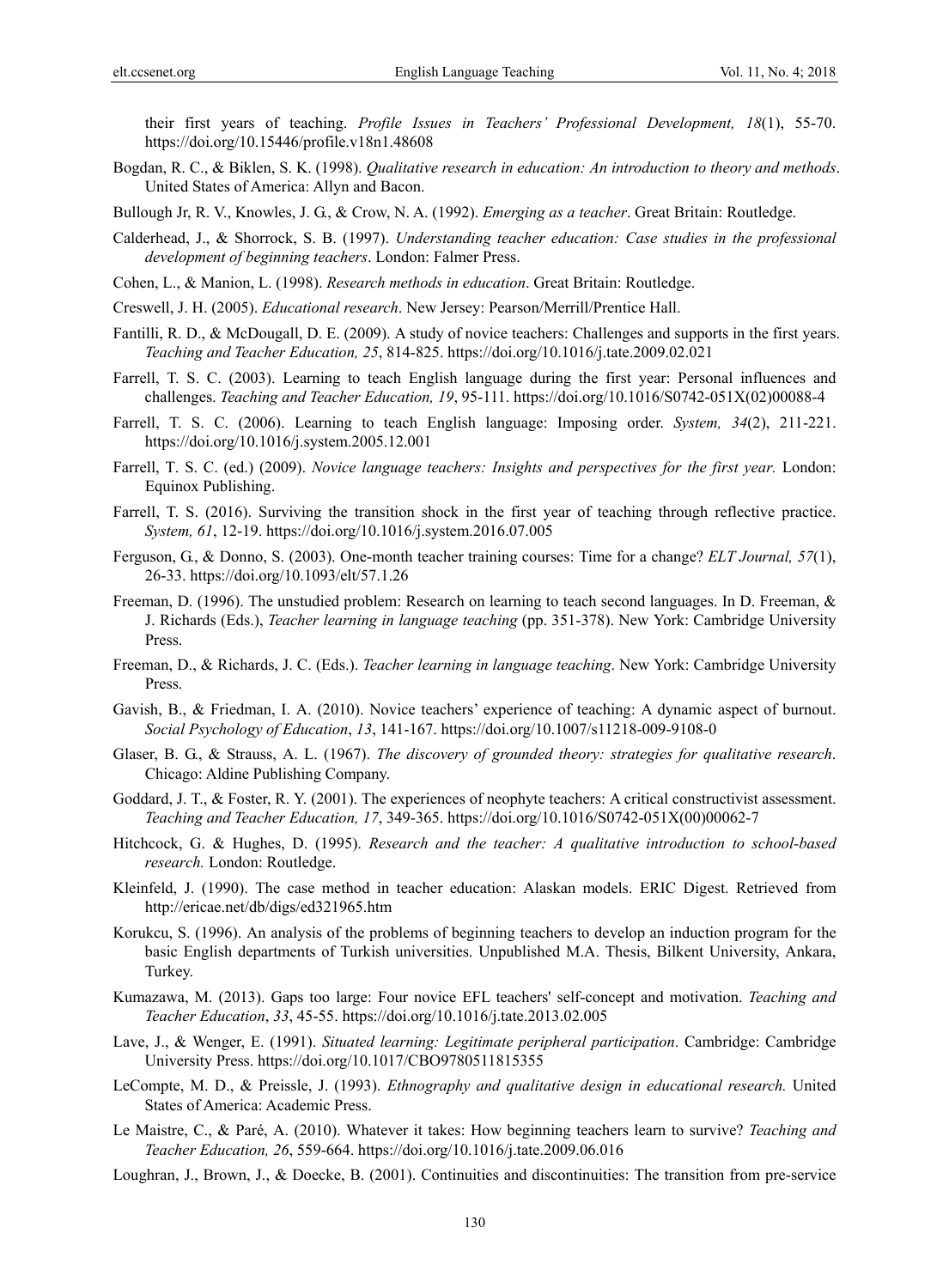their first years of teaching. *Profile Issues in Teachers' Professional Development, 18*(1), 55-70. https://doi.org/10.15446/profile.v18n1.48608

Bogdan, R. C., & Biklen, S. K. (1998). *Qualitative research in education: An introduction to theory and methods*. United States of America: Allyn and Bacon.

Bullough Jr, R. V., Knowles, J. G., & Crow, N. A. (1992). *Emerging as a teacher*. Great Britain: Routledge.

Calderhead, J., & Shorrock, S. B. (1997). *Understanding teacher education: Case studies in the professional development of beginning teachers*. London: Falmer Press.

Cohen, L., & Manion, L. (1998). *Research methods in education*. Great Britain: Routledge.

Creswell, J. H. (2005). *Educational research*. New Jersey: Pearson/Merrill/Prentice Hall.

Fantilli, R. D., & McDougall, D. E. (2009). A study of novice teachers: Challenges and supports in the first years. *Teaching and Teacher Education, 25*, 814-825. https://doi.org/10.1016/j.tate.2009.02.021

Farrell, T. S. C. (2003). Learning to teach English language during the first year: Personal influences and challenges. *Teaching and Teacher Education, 19*, 95-111. https://doi.org/10.1016/S0742-051X(02)00088-4

Farrell, T. S. C. (2006). Learning to teach English language: Imposing order. *System, 34*(2), 211-221. https://doi.org/10.1016/j.system.2005.12.001

Farrell, T. S. C. (ed.) (2009). *Novice language teachers: Insights and perspectives for the first year.* London: Equinox Publishing.

Farrell, T. S. (2016). Surviving the transition shock in the first year of teaching through reflective practice. *System, 61*, 12-19. https://doi.org/10.1016/j.system.2016.07.005

Ferguson, G., & Donno, S. (2003). One-month teacher training courses: Time for a change? *ELT Journal, 57*(1), 26-33. https://doi.org/10.1093/elt/57.1.26

Freeman, D. (1996). The unstudied problem: Research on learning to teach second languages. In D. Freeman, & J. Richards (Eds.), *Teacher learning in language teaching* (pp. 351-378). New York: Cambridge University Press.

Freeman, D., & Richards, J. C. (Eds.). *Teacher learning in language teaching*. New York: Cambridge University Press.

Gavish, B., & Friedman, I. A. (2010). Novice teachers' experience of teaching: A dynamic aspect of burnout. *Social Psychology of Education*, *13*, 141-167. https://doi.org/10.1007/s11218-009-9108-0

Glaser, B. G., & Strauss, A. L. (1967). *The discovery of grounded theory: strategies for qualitative research*. Chicago: Aldine Publishing Company.

Goddard, J. T., & Foster, R. Y. (2001). The experiences of neophyte teachers: A critical constructivist assessment. *Teaching and Teacher Education, 17*, 349-365. https://doi.org/10.1016/S0742-051X(00)00062-7

Hitchcock, G. & Hughes, D. (1995). *Research and the teacher: A qualitative introduction to school-based research.* London: Routledge.

Kleinfeld, J. (1990). The case method in teacher education: Alaskan models. ERIC Digest. Retrieved from http://ericae.net/db/digs/ed321965.htm

Korukcu, S. (1996). An analysis of the problems of beginning teachers to develop an induction program for the basic English departments of Turkish universities. Unpublished M.A. Thesis, Bilkent University, Ankara, Turkey.

Kumazawa, M. (2013). Gaps too large: Four novice EFL teachers' self-concept and motivation. *Teaching and Teacher Education*, *33*, 45-55. https://doi.org/10.1016/j.tate.2013.02.005

Lave, J., & Wenger, E. (1991). *Situated learning: Legitimate peripheral participation*. Cambridge: Cambridge University Press. https://doi.org/10.1017/CBO9780511815355

LeCompte, M. D., & Preissle, J. (1993). *Ethnography and qualitative design in educational research.* United States of America: Academic Press.

Le Maistre, C., & Paré, A. (2010). Whatever it takes: How beginning teachers learn to survive? *Teaching and Teacher Education, 26*, 559-664. https://doi.org/10.1016/j.tate.2009.06.016

Loughran, J., Brown, J., & Doecke, B. (2001). Continuities and discontinuities: The transition from pre-service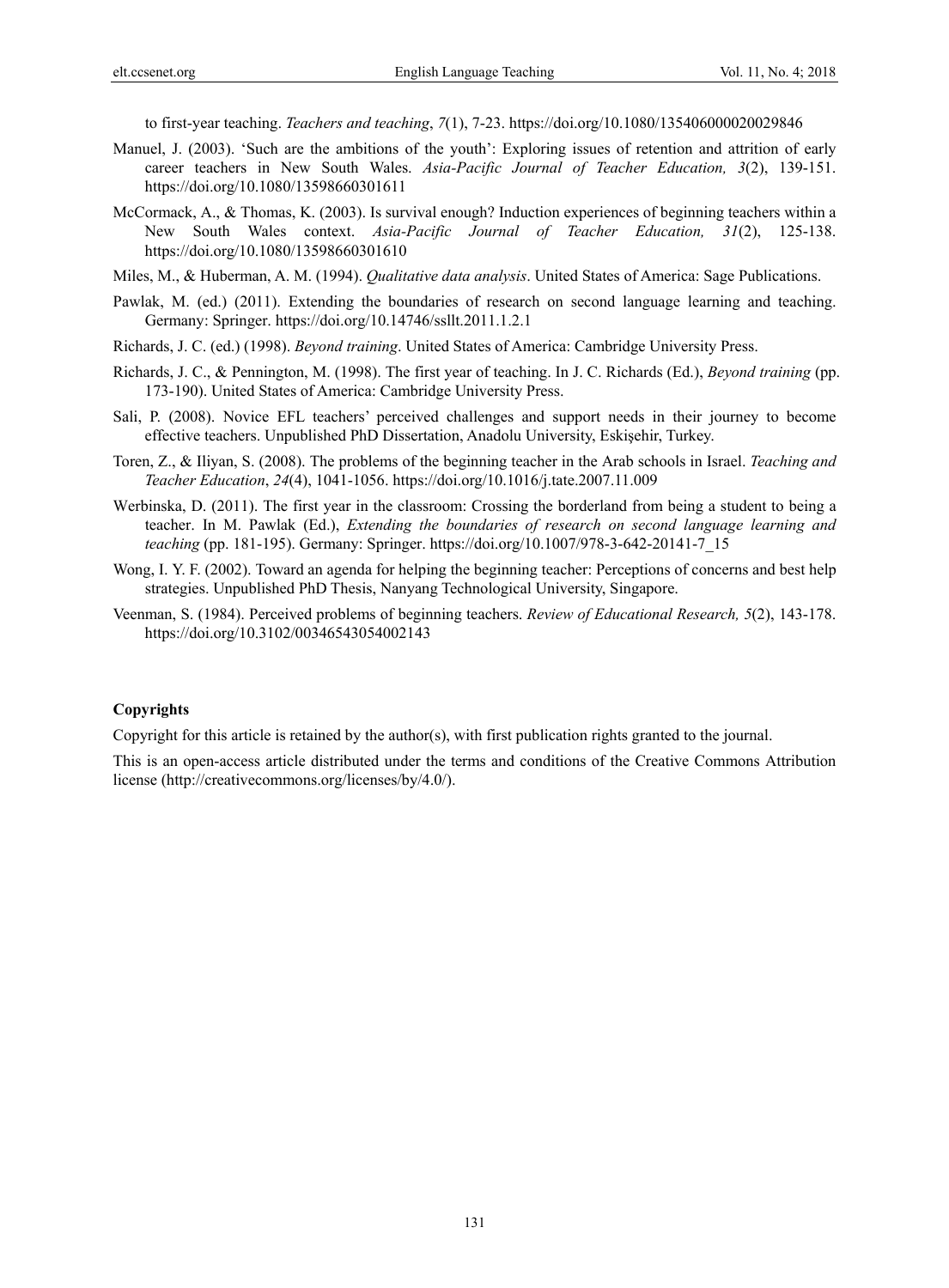to first-year teaching. *Teachers and teaching*, *7*(1), 7-23. https://doi.org/10.1080/135406000020029846

Manuel, J. (2003). 'Such are the ambitions of the youth': Exploring issues of retention and attrition of early career teachers in New South Wales. *Asia-Pacific Journal of Teacher Education, 3*(2), 139-151. https://doi.org/10.1080/13598660301611

McCormack, A., & Thomas, K. (2003). Is survival enough? Induction experiences of beginning teachers within a New South Wales context. *Asia-Pacific Journal of Teacher Education, 31*(2), 125-138. https://doi.org/10.1080/13598660301610

Miles, M., & Huberman, A. M. (1994). *Qualitative data analysis*. United States of America: Sage Publications.

Pawlak, M. (ed.) (2011). Extending the boundaries of research on second language learning and teaching. Germany: Springer. https://doi.org/10.14746/ssllt.2011.1.2.1

Richards, J. C. (ed.) (1998). *Beyond training*. United States of America: Cambridge University Press.

Richards, J. C., & Pennington, M. (1998). The first year of teaching. In J. C. Richards (Ed.), *Beyond training* (pp. 173-190). United States of America: Cambridge University Press.

Sali, P. (2008). Novice EFL teachers' perceived challenges and support needs in their journey to become effective teachers. Unpublished PhD Dissertation, Anadolu University, Eskişehir, Turkey.

Toren, Z., & Iliyan, S. (2008). The problems of the beginning teacher in the Arab schools in Israel. *Teaching and Teacher Education*, *24*(4), 1041-1056. https://doi.org/10.1016/j.tate.2007.11.009

Werbinska, D. (2011). The first year in the classroom: Crossing the borderland from being a student to being a teacher. In M. Pawlak (Ed.), *Extending the boundaries of research on second language learning and teaching* (pp. 181-195). Germany: Springer. https://doi.org/10.1007/978-3-642-20141-7_15

Wong, I. Y. F. (2002). Toward an agenda for helping the beginning teacher: Perceptions of concerns and best help strategies. Unpublished PhD Thesis, Nanyang Technological University, Singapore.

Veenman, S. (1984). Perceived problems of beginning teachers. *Review of Educational Research, 5*(2), 143-178. https://doi.org/10.3102/00346543054002143

**Copyrights**

Copyright for this article is retained by the author(s), with first publication rights granted to the journal.

This is an open-access article distributed under the terms and conditions of the Creative Commons Attribution license (http://creativecommons.org/licenses/by/4.0/).